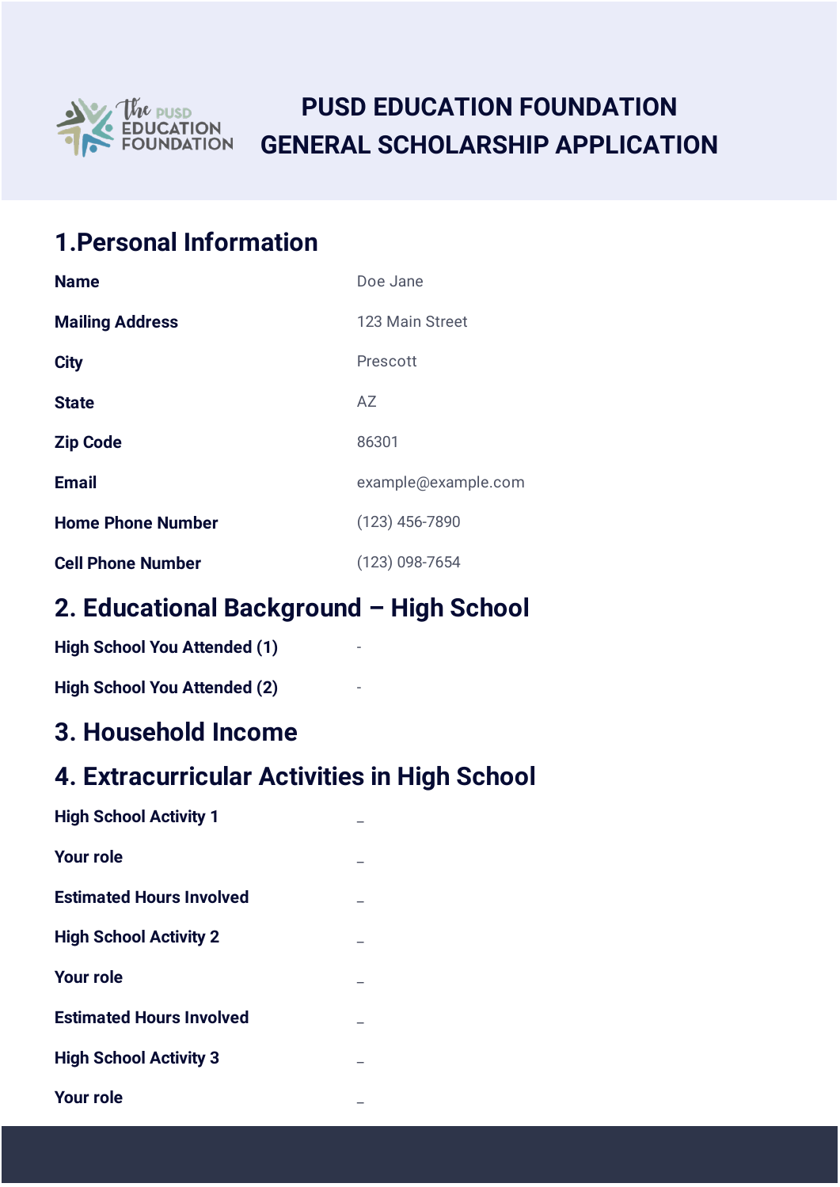# PUSD EDUCATION FOUNDATION GENERAL SCHOLARSHIP APPLICATION

## 1.Personal Information

| | |
|---|---|
| **Name** | Doe Jane |
| **Mailing Address** | 123 Main Street |
| **City** | Prescott |
| **State** | AZ |
| **Zip Code** | 86301 |
| **Email** | example@example.com |
| **Home Phone Number** | (123) 456-7890 |
| **Cell Phone Number** | (123) 098-7654 |

## 2. Educational Background – High School

| | |
|---|---|
| **High School You Attended (1)** | - |
| **High School You Attended (2)** | - |

## 3. Household Income

## 4. Extracurricular Activities in High School

| | |
|---|---|
| **High School Activity 1** | _ |
| **Your role** | _ |
| **Estimated Hours Involved** | _ |
| **High School Activity 2** | _ |
| **Your role** | _ |
| **Estimated Hours Involved** | _ |
| **High School Activity 3** | _ |
| **Your role** | _ |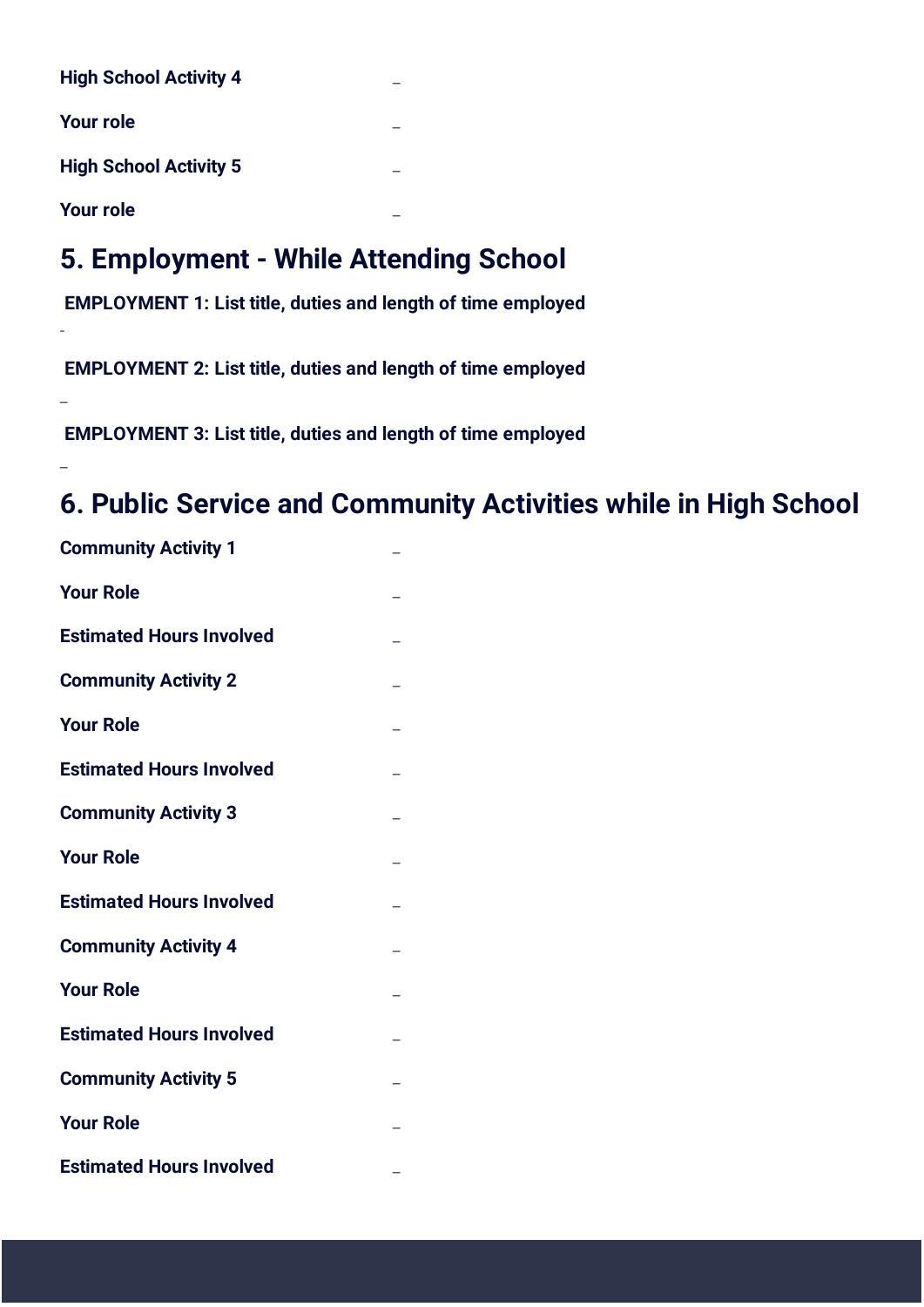**High School Activity 4** _

**Your role** _

**High School Activity 5** _

**Your role** _

## 5. Employment - While Attending School

**EMPLOYMENT 1: List title, duties and length of time employed**

-

**EMPLOYMENT 2: List title, duties and length of time employed**

_

**EMPLOYMENT 3: List title, duties and length of time employed**

_

## 6. Public Service and Community Activities while in High School

**Community Activity 1** _

**Your Role** _

**Estimated Hours Involved** _

**Community Activity 2** _

**Your Role** _

**Estimated Hours Involved** _

**Community Activity 3** _

**Your Role** _

**Estimated Hours Involved** _

**Community Activity 4** _

**Your Role** _

**Estimated Hours Involved** _

**Community Activity 5** _

**Your Role** _

**Estimated Hours Involved** _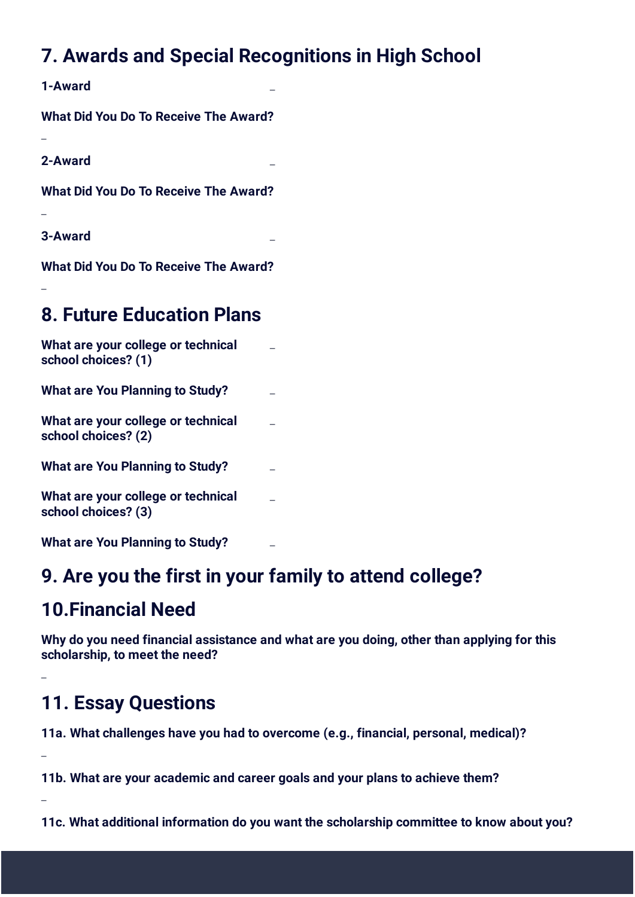## 7. Awards and Special Recognitions in High School

**1-Award** _

**What Did You Do To Receive The Award?**

_

**2-Award** _

**What Did You Do To Receive The Award?**

_

**3-Award** _

**What Did You Do To Receive The Award?**

_

## 8. Future Education Plans

**What are your college or technical school choices? (1)** _

**What are You Planning to Study?** _

**What are your college or technical school choices? (2)** _

**What are You Planning to Study?** _

**What are your college or technical school choices? (3)** _

**What are You Planning to Study?** _

## 9. Are you the first in your family to attend college?

## 10.Financial Need

**Why do you need financial assistance and what are you doing, other than applying for this scholarship, to meet the need?**

_

## 11. Essay Questions

**11a. What challenges have you had to overcome (e.g., financial, personal, medical)?**

_

**11b. What are your academic and career goals and your plans to achieve them?**

_

**11c. What additional information do you want the scholarship committee to know about you?**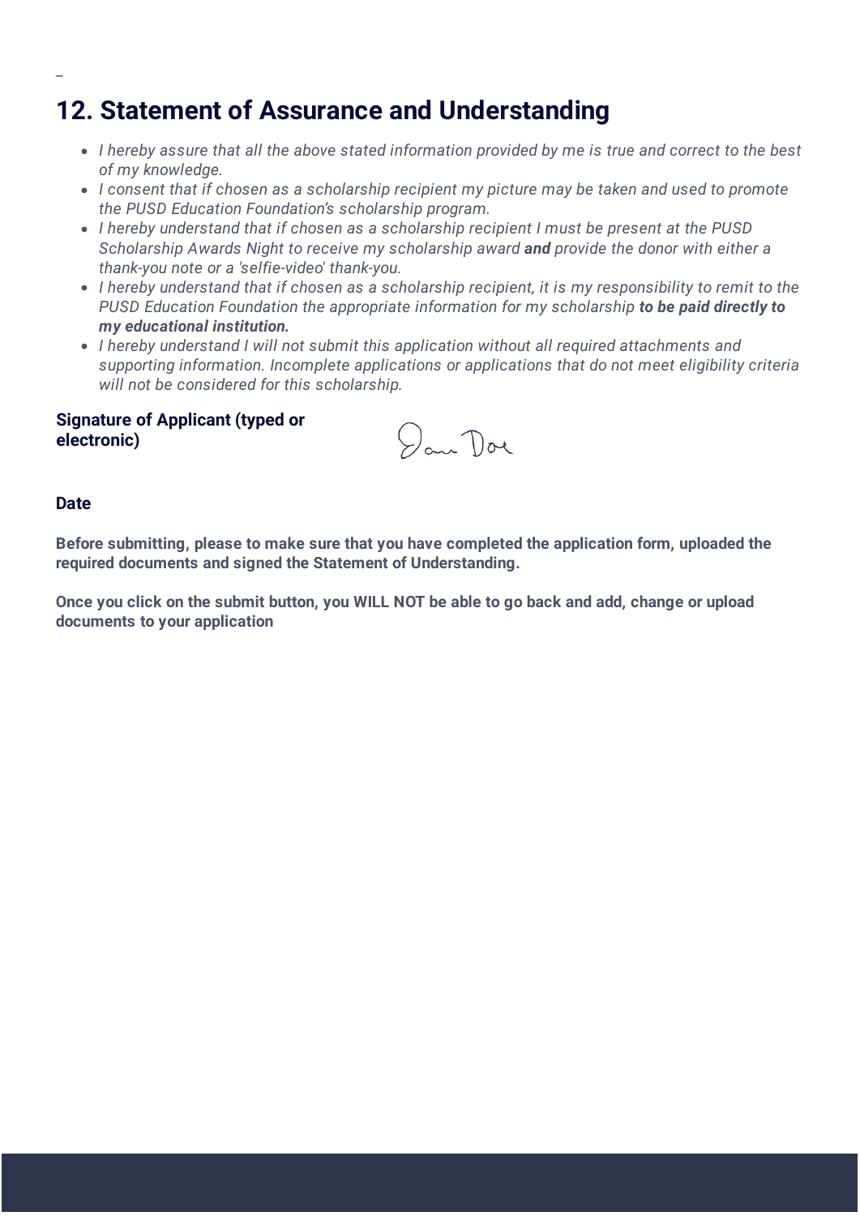## 12. Statement of Assurance and Understanding

- *I hereby assure that all the above stated information provided by me is true and correct to the best of my knowledge.*
- *I consent that if chosen as a scholarship recipient my picture may be taken and used to promote the PUSD Education Foundation's scholarship program.*
- *I hereby understand that if chosen as a scholarship recipient I must be present at the PUSD Scholarship Awards Night to receive my scholarship award **and** provide the donor with either a thank-you note or a 'selfie-video' thank-you.*
- *I hereby understand that if chosen as a scholarship recipient, it is my responsibility to remit to the PUSD Education Foundation the appropriate information for my scholarship **to be paid directly to my educational institution.***
- *I hereby understand I will not submit this application without all required attachments and supporting information. Incomplete applications or applications that do not meet eligibility criteria will not be considered for this scholarship.*

**Signature of Applicant (typed or electronic)**

Jane Doe

**Date**

**Before submitting, please to make sure that you have completed the application form, uploaded the required documents and signed the Statement of Understanding.**

**Once you click on the submit button, you WILL NOT be able to go back and add, change or upload documents to your application**